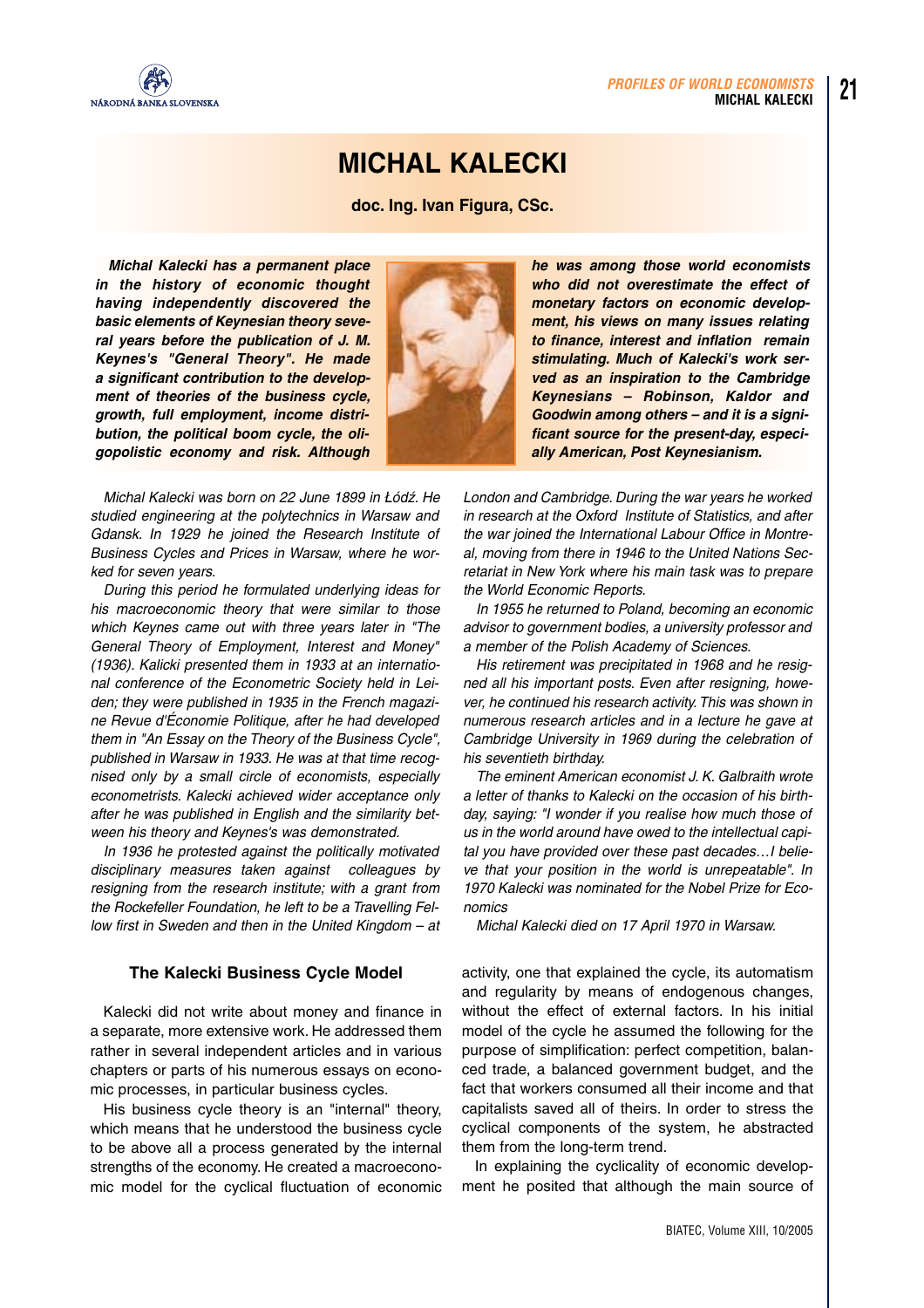# MICHAL KALECKI

**doc. Ing. Ivan Figura, CSc.**

***Michal Kalecki has a permanent place in the history of economic thought having independently discovered the basic elements of Keynesian theory several years before the publication of J. M. Keynes's "General Theory". He made a significant contribution to the development of theories of the business cycle, growth, full employment, income distribution, the political boom cycle, the oligopolistic economy and risk. Although he was among those world economists who did not overestimate the effect of monetary factors on economic development, his views on many issues relating to finance, interest and inflation remain stimulating. Much of Kalecki's work served as an inspiration to the Cambridge Keynesians – Robinson, Kaldor and Goodwin among others – and it is a significant source for the present-day, especially American, Post Keynesianism.***

*Michal Kalecki was born on 22 June 1899 in Łódź. He studied engineering at the polytechnics in Warsaw and Gdansk. In 1929 he joined the Research Institute of Business Cycles and Prices in Warsaw, where he worked for seven years.*

*During this period he formulated underlying ideas for his macroeconomic theory that were similar to those which Keynes came out with three years later in "The General Theory of Employment, Interest and Money" (1936). Kalicki presented them in 1933 at an international conference of the Econometric Society held in Leiden; they were published in 1935 in the French magazine Revue d'Économie Politique, after he had developed them in "An Essay on the Theory of the Business Cycle", published in Warsaw in 1933. He was at that time recognised only by a small circle of economists, especially econometrists. Kalecki achieved wider acceptance only after he was published in English and the similarity between his theory and Keynes's was demonstrated.*

*In 1936 he protested against the politically motivated disciplinary measures taken against colleagues by resigning from the research institute; with a grant from the Rockefeller Foundation, he left to be a Travelling Fellow first in Sweden and then in the United Kingdom – at London and Cambridge. During the war years he worked in research at the Oxford Institute of Statistics, and after the war joined the International Labour Office in Montreal, moving from there in 1946 to the United Nations Secretariat in New York where his main task was to prepare the World Economic Reports.*

*In 1955 he returned to Poland, becoming an economic advisor to government bodies, a university professor and a member of the Polish Academy of Sciences.*

*His retirement was precipitated in 1968 and he resigned all his important posts. Even after resigning, however, he continued his research activity. This was shown in numerous research articles and in a lecture he gave at Cambridge University in 1969 during the celebration of his seventieth birthday.*

*The eminent American economist J. K. Galbraith wrote a letter of thanks to Kalecki on the occasion of his birthday, saying: "I wonder if you realise how much those of us in the world around have owed to the intellectual capital you have provided over these past decades…I believe that your position in the world is unrepeatable". In 1970 Kalecki was nominated for the Nobel Prize for Economics*

*Michal Kalecki died on 17 April 1970 in Warsaw.*

### The Kalecki Business Cycle Model

Kalecki did not write about money and finance in a separate, more extensive work. He addressed them rather in several independent articles and in various chapters or parts of his numerous essays on economic processes, in particular business cycles.

His business cycle theory is an "internal" theory, which means that he understood the business cycle to be above all a process generated by the internal strengths of the economy. He created a macroeconomic model for the cyclical fluctuation of economic activity, one that explained the cycle, its automatism and regularity by means of endogenous changes, without the effect of external factors. In his initial model of the cycle he assumed the following for the purpose of simplification: perfect competition, balanced trade, a balanced government budget, and the fact that workers consumed all their income and that capitalists saved all of theirs. In order to stress the cyclical components of the system, he abstracted them from the long-term trend.

In explaining the cyclicality of economic development he posited that although the main source of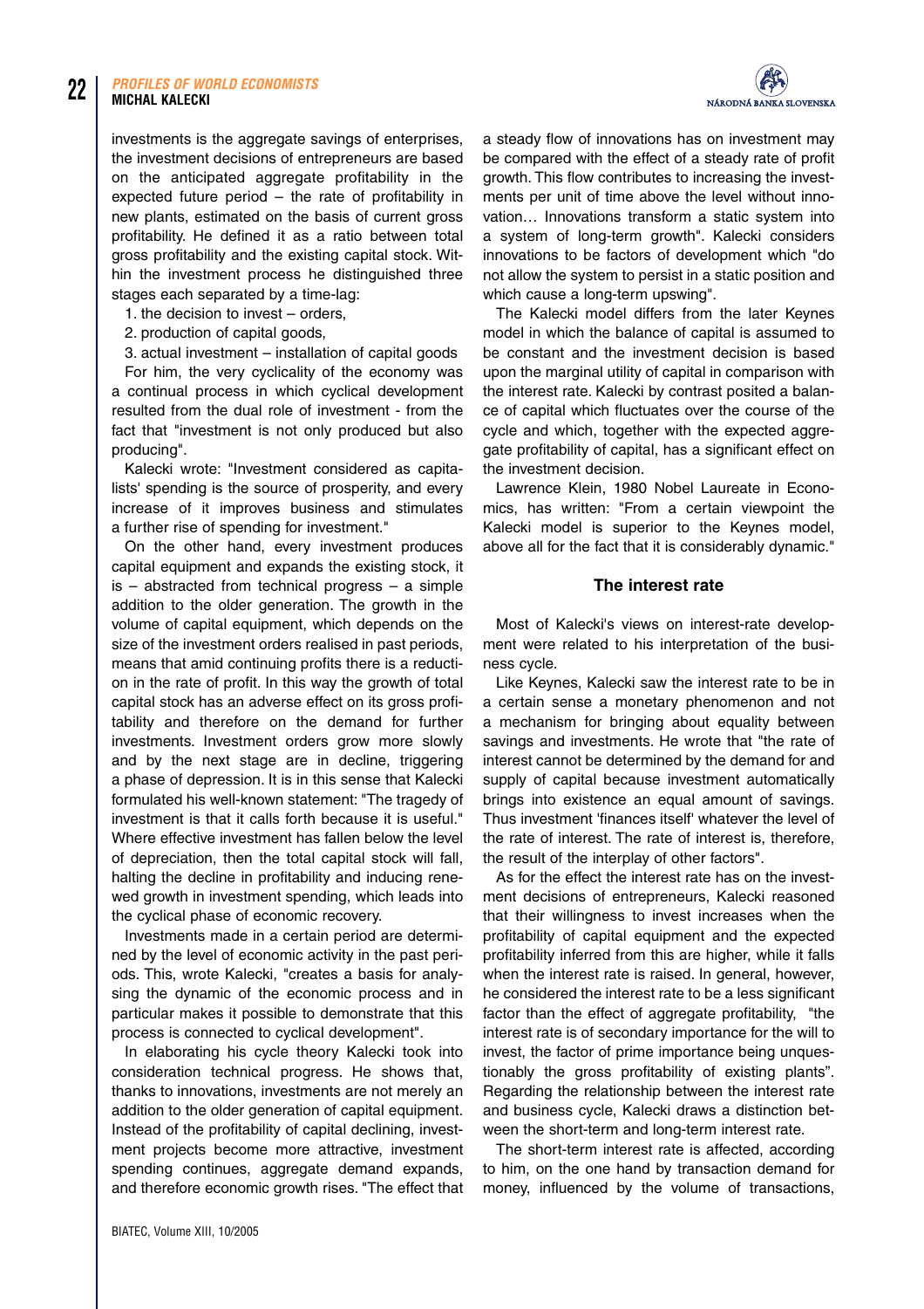investments is the aggregate savings of enterprises, the investment decisions of entrepreneurs are based on the anticipated aggregate profitability in the expected future period – the rate of profitability in new plants, estimated on the basis of current gross profitability. He defined it as a ratio between total gross profitability and the existing capital stock. Within the investment process he distinguished three stages each separated by a time-lag:

1. the decision to invest – orders,
2. production of capital goods,
3. actual investment – installation of capital goods

For him, the very cyclicality of the economy was a continual process in which cyclical development resulted from the dual role of investment - from the fact that "investment is not only produced but also producing".

Kalecki wrote: "Investment considered as capitalists' spending is the source of prosperity, and every increase of it improves business and stimulates a further rise of spending for investment."

On the other hand, every investment produces capital equipment and expands the existing stock, it is – abstracted from technical progress – a simple addition to the older generation. The growth in the volume of capital equipment, which depends on the size of the investment orders realised in past periods, means that amid continuing profits there is a reduction in the rate of profit. In this way the growth of total capital stock has an adverse effect on its gross profitability and therefore on the demand for further investments. Investment orders grow more slowly and by the next stage are in decline, triggering a phase of depression. It is in this sense that Kalecki formulated his well-known statement: "The tragedy of investment is that it calls forth because it is useful." Where effective investment has fallen below the level of depreciation, then the total capital stock will fall, halting the decline in profitability and inducing renewed growth in investment spending, which leads into the cyclical phase of economic recovery.

Investments made in a certain period are determined by the level of economic activity in the past periods. This, wrote Kalecki, "creates a basis for analysing the dynamic of the economic process and in particular makes it possible to demonstrate that this process is connected to cyclical development".

In elaborating his cycle theory Kalecki took into consideration technical progress. He shows that, thanks to innovations, investments are not merely an addition to the older generation of capital equipment. Instead of the profitability of capital declining, investment projects become more attractive, investment spending continues, aggregate demand expands, and therefore economic growth rises. "The effect that a steady flow of innovations has on investment may be compared with the effect of a steady rate of profit growth. This flow contributes to increasing the investments per unit of time above the level without innovation… Innovations transform a static system into a system of long-term growth". Kalecki considers innovations to be factors of development which "do not allow the system to persist in a static position and which cause a long-term upswing".

The Kalecki model differs from the later Keynes model in which the balance of capital is assumed to be constant and the investment decision is based upon the marginal utility of capital in comparison with the interest rate. Kalecki by contrast posited a balance of capital which fluctuates over the course of the cycle and which, together with the expected aggregate profitability of capital, has a significant effect on the investment decision.

Lawrence Klein, 1980 Nobel Laureate in Economics, has written: "From a certain viewpoint the Kalecki model is superior to the Keynes model, above all for the fact that it is considerably dynamic."

## The interest rate

Most of Kalecki's views on interest-rate development were related to his interpretation of the business cycle.

Like Keynes, Kalecki saw the interest rate to be in a certain sense a monetary phenomenon and not a mechanism for bringing about equality between savings and investments. He wrote that "the rate of interest cannot be determined by the demand for and supply of capital because investment automatically brings into existence an equal amount of savings. Thus investment 'finances itself' whatever the level of the rate of interest. The rate of interest is, therefore, the result of the interplay of other factors".

As for the effect the interest rate has on the investment decisions of entrepreneurs, Kalecki reasoned that their willingness to invest increases when the profitability of capital equipment and the expected profitability inferred from this are higher, while it falls when the interest rate is raised. In general, however, he considered the interest rate to be a less significant factor than the effect of aggregate profitability, "the interest rate is of secondary importance for the will to invest, the factor of prime importance being unquestionably the gross profitability of existing plants". Regarding the relationship between the interest rate and business cycle, Kalecki draws a distinction between the short-term and long-term interest rate.

The short-term interest rate is affected, according to him, on the one hand by transaction demand for money, influenced by the volume of transactions,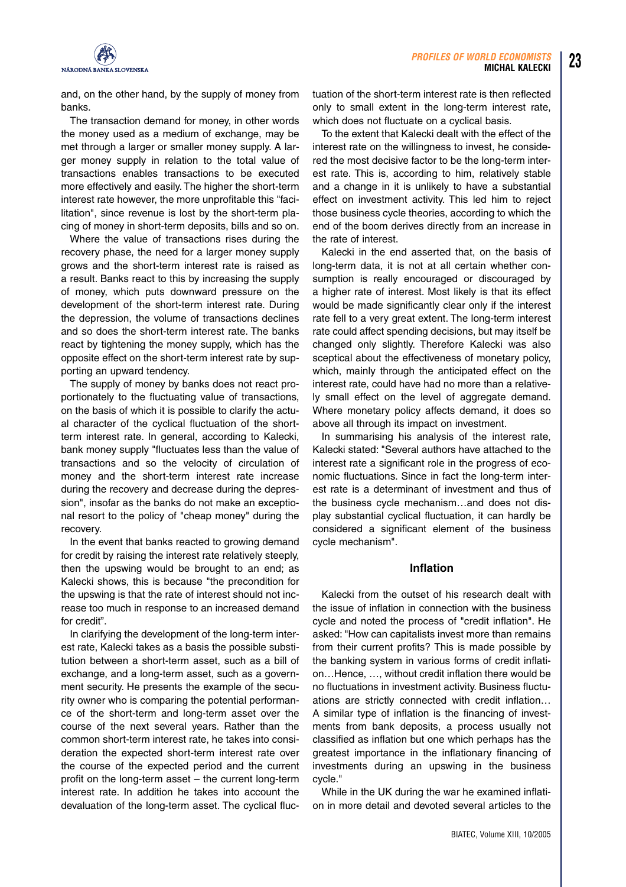and, on the other hand, by the supply of money from banks.

The transaction demand for money, in other words the money used as a medium of exchange, may be met through a larger or smaller money supply. A larger money supply in relation to the total value of transactions enables transactions to be executed more effectively and easily. The higher the short-term interest rate however, the more unprofitable this "facilitation", since revenue is lost by the short-term placing of money in short-term deposits, bills and so on.

Where the value of transactions rises during the recovery phase, the need for a larger money supply grows and the short-term interest rate is raised as a result. Banks react to this by increasing the supply of money, which puts downward pressure on the development of the short-term interest rate. During the depression, the volume of transactions declines and so does the short-term interest rate. The banks react by tightening the money supply, which has the opposite effect on the short-term interest rate by supporting an upward tendency.

The supply of money by banks does not react proportionately to the fluctuating value of transactions, on the basis of which it is possible to clarify the actual character of the cyclical fluctuation of the short-term interest rate. In general, according to Kalecki, bank money supply "fluctuates less than the value of transactions and so the velocity of circulation of money and the short-term interest rate increase during the recovery and decrease during the depression", insofar as the banks do not make an exceptional resort to the policy of "cheap money" during the recovery.

In the event that banks reacted to growing demand for credit by raising the interest rate relatively steeply, then the upswing would be brought to an end; as Kalecki shows, this is because "the precondition for the upswing is that the rate of interest should not increase too much in response to an increased demand for credit".

In clarifying the development of the long-term interest rate, Kalecki takes as a basis the possible substitution between a short-term asset, such as a bill of exchange, and a long-term asset, such as a government security. He presents the example of the security owner who is comparing the potential performance of the short-term and long-term asset over the course of the next several years. Rather than the common short-term interest rate, he takes into consideration the expected short-term interest rate over the course of the expected period and the current profit on the long-term asset – the current long-term interest rate. In addition he takes into account the devaluation of the long-term asset. The cyclical fluctuation of the short-term interest rate is then reflected only to small extent in the long-term interest rate, which does not fluctuate on a cyclical basis.

To the extent that Kalecki dealt with the effect of the interest rate on the willingness to invest, he considered the most decisive factor to be the long-term interest rate. This is, according to him, relatively stable and a change in it is unlikely to have a substantial effect on investment activity. This led him to reject those business cycle theories, according to which the end of the boom derives directly from an increase in the rate of interest.

Kalecki in the end asserted that, on the basis of long-term data, it is not at all certain whether consumption is really encouraged or discouraged by a higher rate of interest. Most likely is that its effect would be made significantly clear only if the interest rate fell to a very great extent. The long-term interest rate could affect spending decisions, but may itself be changed only slightly. Therefore Kalecki was also sceptical about the effectiveness of monetary policy, which, mainly through the anticipated effect on the interest rate, could have had no more than a relatively small effect on the level of aggregate demand. Where monetary policy affects demand, it does so above all through its impact on investment.

In summarising his analysis of the interest rate, Kalecki stated: "Several authors have attached to the interest rate a significant role in the progress of economic fluctuations. Since in fact the long-term interest rate is a determinant of investment and thus of the business cycle mechanism…and does not display substantial cyclical fluctuation, it can hardly be considered a significant element of the business cycle mechanism".

## Inflation

Kalecki from the outset of his research dealt with the issue of inflation in connection with the business cycle and noted the process of "credit inflation". He asked: "How can capitalists invest more than remains from their current profits? This is made possible by the banking system in various forms of credit inflation…Hence, …, without credit inflation there would be no fluctuations in investment activity. Business fluctuations are strictly connected with credit inflation… A similar type of inflation is the financing of investments from bank deposits, a process usually not classified as inflation but one which perhaps has the greatest importance in the inflationary financing of investments during an upswing in the business cycle."

While in the UK during the war he examined inflation in more detail and devoted several articles to the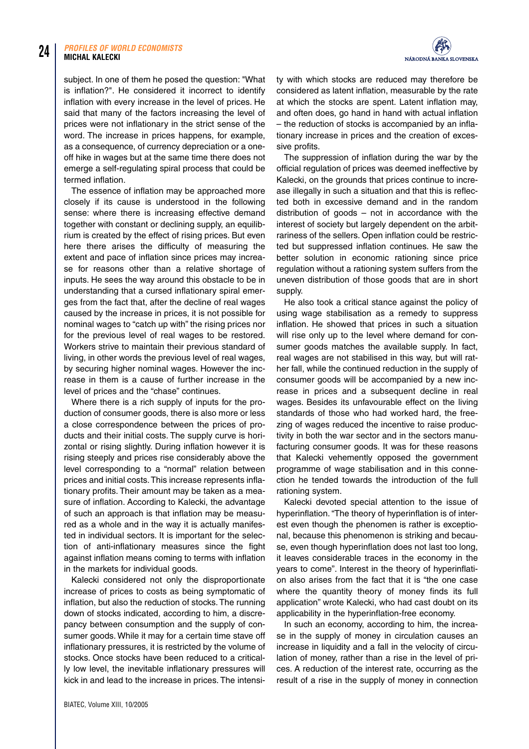subject. In one of them he posed the question: "What is inflation?". He considered it incorrect to identify inflation with every increase in the level of prices. He said that many of the factors increasing the level of prices were not inflationary in the strict sense of the word. The increase in prices happens, for example, as a consequence, of currency depreciation or a one-off hike in wages but at the same time there does not emerge a self-regulating spiral process that could be termed inflation.

The essence of inflation may be approached more closely if its cause is understood in the following sense: where there is increasing effective demand together with constant or declining supply, an equilibrium is created by the effect of rising prices. But even here there arises the difficulty of measuring the extent and pace of inflation since prices may increase for reasons other than a relative shortage of inputs. He sees the way around this obstacle to be in understanding that a cursed inflationary spiral emerges from the fact that, after the decline of real wages caused by the increase in prices, it is not possible for nominal wages to "catch up with" the rising prices nor for the previous level of real wages to be restored. Workers strive to maintain their previous standard of living, in other words the previous level of real wages, by securing higher nominal wages. However the increase in them is a cause of further increase in the level of prices and the "chase" continues.

Where there is a rich supply of inputs for the production of consumer goods, there is also more or less a close correspondence between the prices of products and their initial costs. The supply curve is horizontal or rising slightly. During inflation however it is rising steeply and prices rise considerably above the level corresponding to a "normal" relation between prices and initial costs. This increase represents inflationary profits. Their amount may be taken as a measure of inflation. According to Kalecki, the advantage of such an approach is that inflation may be measured as a whole and in the way it is actually manifested in individual sectors. It is important for the selection of anti-inflationary measures since the fight against inflation means coming to terms with inflation in the markets for individual goods.

Kalecki considered not only the disproportionate increase of prices to costs as being symptomatic of inflation, but also the reduction of stocks. The running down of stocks indicated, according to him, a discrepancy between consumption and the supply of consumer goods. While it may for a certain time stave off inflationary pressures, it is restricted by the volume of stocks. Once stocks have been reduced to a critically low level, the inevitable inflationary pressures will kick in and lead to the increase in prices. The intensity with which stocks are reduced may therefore be considered as latent inflation, measurable by the rate at which the stocks are spent. Latent inflation may, and often does, go hand in hand with actual inflation – the reduction of stocks is accompanied by an inflationary increase in prices and the creation of excessive profits.

The suppression of inflation during the war by the official regulation of prices was deemed ineffective by Kalecki, on the grounds that prices continue to increase illegally in such a situation and that this is reflected both in excessive demand and in the random distribution of goods – not in accordance with the interest of society but largely dependent on the arbitrariness of the sellers. Open inflation could be restricted but suppressed inflation continues. He saw the better solution in economic rationing since price regulation without a rationing system suffers from the uneven distribution of those goods that are in short supply.

He also took a critical stance against the policy of using wage stabilisation as a remedy to suppress inflation. He showed that prices in such a situation will rise only up to the level where demand for consumer goods matches the available supply. In fact, real wages are not stabilised in this way, but will rather fall, while the continued reduction in the supply of consumer goods will be accompanied by a new increase in prices and a subsequent decline in real wages. Besides its unfavourable effect on the living standards of those who had worked hard, the freezing of wages reduced the incentive to raise productivity in both the war sector and in the sectors manufacturing consumer goods. It was for these reasons that Kalecki vehemently opposed the government programme of wage stabilisation and in this connection he tended towards the introduction of the full rationing system.

Kalecki devoted special attention to the issue of hyperinflation. "The theory of hyperinflation is of interest even though the phenomen is rather is exceptional, because this phenomenon is striking and because, even though hyperinflation does not last too long, it leaves considerable traces in the economy in the years to come". Interest in the theory of hyperinflation also arises from the fact that it is "the one case where the quantity theory of money finds its full application" wrote Kalecki, who had cast doubt on its applicability in the hyperinflation-free economy.

In such an economy, according to him, the increase in the supply of money in circulation causes an increase in liquidity and a fall in the velocity of circulation of money, rather than a rise in the level of prices. A reduction of the interest rate, occurring as the result of a rise in the supply of money in connection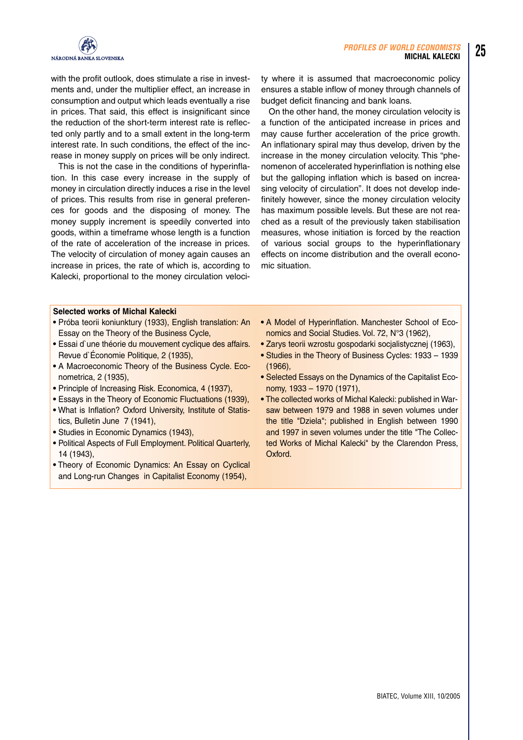with the profit outlook, does stimulate a rise in investments and, under the multiplier effect, an increase in consumption and output which leads eventually a rise in prices. That said, this effect is insignificant since the reduction of the short-term interest rate is reflected only partly and to a small extent in the long-term interest rate. In such conditions, the effect of the increase in money supply on prices will be only indirect.

This is not the case in the conditions of hyperinflation. In this case every increase in the supply of money in circulation directly induces a rise in the level of prices. This results from rise in general preferences for goods and the disposing of money. The money supply increment is speedily converted into goods, within a timeframe whose length is a function of the rate of acceleration of the increase in prices. The velocity of circulation of money again causes an increase in prices, the rate of which is, according to Kalecki, proportional to the money circulation velocity where it is assumed that macroeconomic policy ensures a stable inflow of money through channels of budget deficit financing and bank loans.

On the other hand, the money circulation velocity is a function of the anticipated increase in prices and may cause further acceleration of the price growth. An inflationary spiral may thus develop, driven by the increase in the money circulation velocity. This "phenomenon of accelerated hyperinflation is nothing else but the galloping inflation which is based on increasing velocity of circulation". It does not develop indefinitely however, since the money circulation velocity has maximum possible levels. But these are not reached as a result of the previously taken stabilisation measures, whose initiation is forced by the reaction of various social groups to the hyperinflationary effects on income distribution and the overall economic situation.

**Selected works of Michal Kalecki**

- Próba teorii koniunktury (1933), English translation: An Essay on the Theory of the Business Cycle,
- Essai d`une théorie du mouvement cyclique des affairs. Revue d`Économie Politique, 2 (1935),
- A Macroeconomic Theory of the Business Cycle. Econometrica, 2 (1935),
- Principle of Increasing Risk. Economica, 4 (1937),
- Essays in the Theory of Economic Fluctuations (1939),
- What is Inflation? Oxford University, Institute of Statistics, Bulletin June 7 (1941),
- Studies in Economic Dynamics (1943),
- Political Aspects of Full Employment. Political Quarterly, 14 (1943),
- Theory of Economic Dynamics: An Essay on Cyclical and Long-run Changes in Capitalist Economy (1954),
- A Model of Hyperinflation. Manchester School of Economics and Social Studies. Vol. 72, N°3 (1962),
- Zarys teorii wzrostu gospodarki socjalistycznej (1963),
- Studies in the Theory of Business Cycles: 1933 – 1939 (1966),
- Selected Essays on the Dynamics of the Capitalist Economy, 1933 – 1970 (1971),
- The collected works of Michal Kalecki: published in Warsaw between 1979 and 1988 in seven volumes under the title "Dziela"; published in English between 1990 and 1997 in seven volumes under the title "The Collected Works of Michal Kalecki" by the Clarendon Press, Oxford.